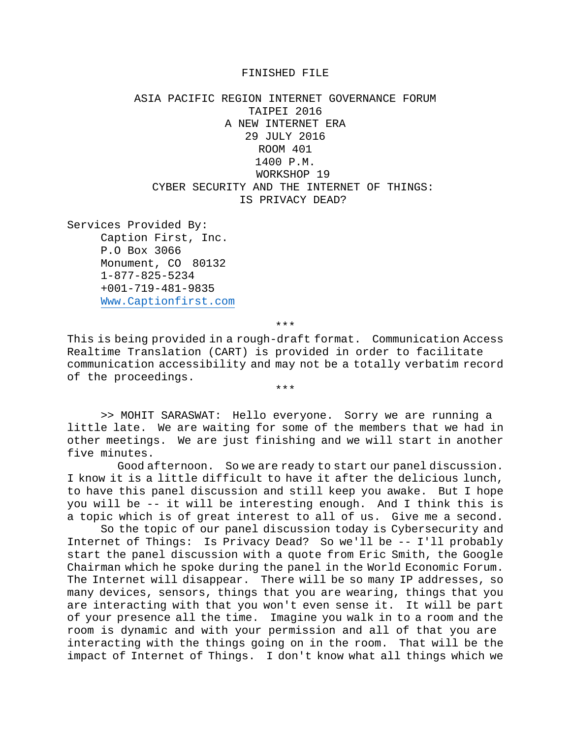FINISHED FILE

ASIA PACIFIC REGION INTERNET GOVERNANCE FORUM
TAIPEI 2016
A NEW INTERNET ERA
29 JULY 2016
ROOM 401
1400 P.M.
WORKSHOP 19
CYBER SECURITY AND THE INTERNET OF THINGS:
IS PRIVACY DEAD?

Services Provided By:
Caption First, Inc.
P.O Box 3066
Monument, CO 80132
1-877-825-5234
+001-719-481-9835
Www.Captionfirst.com

***

This is being provided in a rough-draft format. Communication Access Realtime Translation (CART) is provided in order to facilitate communication accessibility and may not be a totally verbatim record of the proceedings.

***

>> MOHIT SARASWAT: Hello everyone. Sorry we are running a little late. We are waiting for some of the members that we had in other meetings. We are just finishing and we will start in another five minutes.

Good afternoon. So we are ready to start our panel discussion. I know it is a little difficult to have it after the delicious lunch, to have this panel discussion and still keep you awake. But I hope you will be -- it will be interesting enough. And I think this is a topic which is of great interest to all of us. Give me a second.

So the topic of our panel discussion today is Cybersecurity and Internet of Things: Is Privacy Dead? So we'll be -- I'll probably start the panel discussion with a quote from Eric Smith, the Google Chairman which he spoke during the panel in the World Economic Forum. The Internet will disappear. There will be so many IP addresses, so many devices, sensors, things that you are wearing, things that you are interacting with that you won't even sense it. It will be part of your presence all the time. Imagine you walk in to a room and the room is dynamic and with your permission and all of that you are interacting with the things going on in the room. That will be the impact of Internet of Things. I don't know what all things which we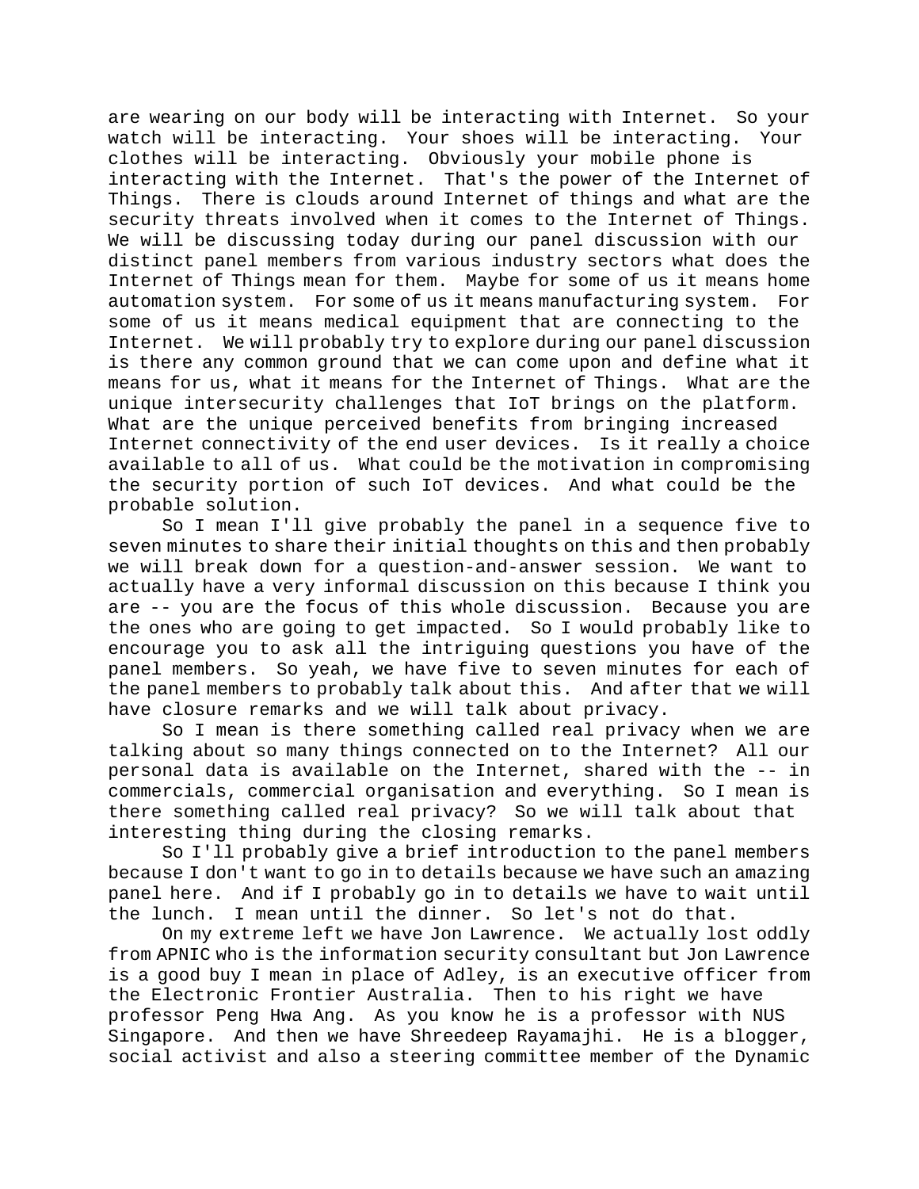are wearing on our body will be interacting with Internet. So your watch will be interacting. Your shoes will be interacting. Your clothes will be interacting. Obviously your mobile phone is interacting with the Internet. That's the power of the Internet of Things. There is clouds around Internet of things and what are the security threats involved when it comes to the Internet of Things. We will be discussing today during our panel discussion with our distinct panel members from various industry sectors what does the Internet of Things mean for them. Maybe for some of us it means home automation system. For some of us it means manufacturing system. For some of us it means medical equipment that are connecting to the Internet. We will probably try to explore during our panel discussion is there any common ground that we can come upon and define what it means for us, what it means for the Internet of Things. What are the unique intersecurity challenges that IoT brings on the platform. What are the unique perceived benefits from bringing increased Internet connectivity of the end user devices. Is it really a choice available to all of us. What could be the motivation in compromising the security portion of such IoT devices. And what could be the probable solution.

So I mean I'll give probably the panel in a sequence five to seven minutes to share their initial thoughts on this and then probably we will break down for a question-and-answer session. We want to actually have a very informal discussion on this because I think you are -- you are the focus of this whole discussion. Because you are the ones who are going to get impacted. So I would probably like to encourage you to ask all the intriguing questions you have of the panel members. So yeah, we have five to seven minutes for each of the panel members to probably talk about this. And after that we will have closure remarks and we will talk about privacy.

So I mean is there something called real privacy when we are talking about so many things connected on to the Internet? All our personal data is available on the Internet, shared with the -- in commercials, commercial organisation and everything. So I mean is there something called real privacy? So we will talk about that interesting thing during the closing remarks.

So I'll probably give a brief introduction to the panel members because I don't want to go in to details because we have such an amazing panel here. And if I probably go in to details we have to wait until the lunch. I mean until the dinner. So let's not do that.

On my extreme left we have Jon Lawrence. We actually lost oddly from APNIC who is the information security consultant but Jon Lawrence is a good buy I mean in place of Adley, is an executive officer from the Electronic Frontier Australia. Then to his right we have professor Peng Hwa Ang. As you know he is a professor with NUS Singapore. And then we have Shreedeep Rayamajhi. He is a blogger, social activist and also a steering committee member of the Dynamic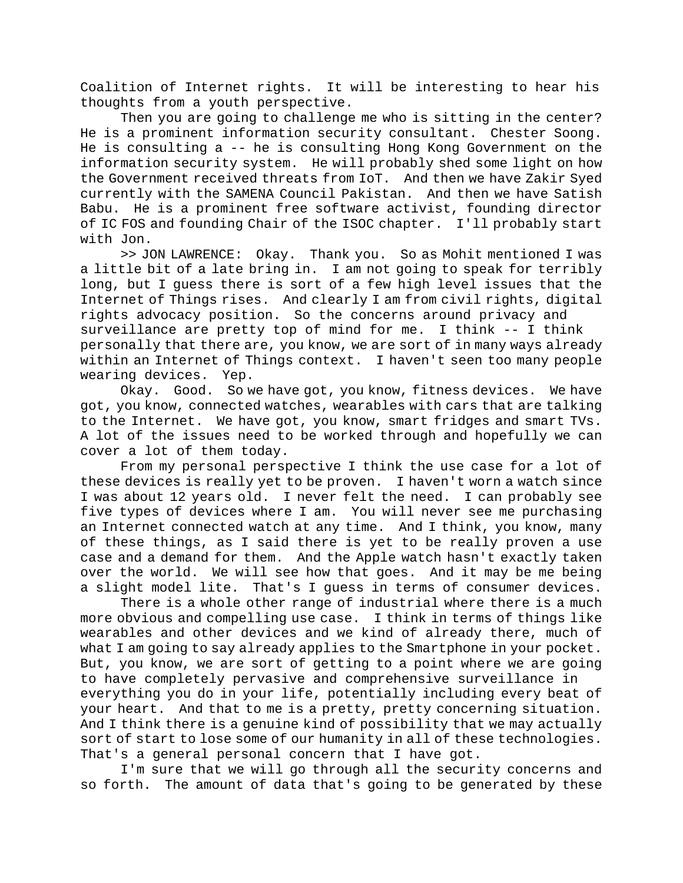Coalition of Internet rights. It will be interesting to hear his thoughts from a youth perspective.

Then you are going to challenge me who is sitting in the center? He is a prominent information security consultant. Chester Soong. He is consulting a -- he is consulting Hong Kong Government on the information security system. He will probably shed some light on how the Government received threats from IoT. And then we have Zakir Syed currently with the SAMENA Council Pakistan. And then we have Satish Babu. He is a prominent free software activist, founding director of IC FOS and founding Chair of the ISOC chapter. I'll probably start with Jon.

>> JON LAWRENCE: Okay. Thank you. So as Mohit mentioned I was a little bit of a late bring in. I am not going to speak for terribly long, but I guess there is sort of a few high level issues that the Internet of Things rises. And clearly I am from civil rights, digital rights advocacy position. So the concerns around privacy and surveillance are pretty top of mind for me. I think -- I think personally that there are, you know, we are sort of in many ways already within an Internet of Things context. I haven't seen too many people wearing devices. Yep.

Okay. Good. So we have got, you know, fitness devices. We have got, you know, connected watches, wearables with cars that are talking to the Internet. We have got, you know, smart fridges and smart TVs. A lot of the issues need to be worked through and hopefully we can cover a lot of them today.

From my personal perspective I think the use case for a lot of these devices is really yet to be proven. I haven't worn a watch since I was about 12 years old. I never felt the need. I can probably see five types of devices where I am. You will never see me purchasing an Internet connected watch at any time. And I think, you know, many of these things, as I said there is yet to be really proven a use case and a demand for them. And the Apple watch hasn't exactly taken over the world. We will see how that goes. And it may be me being a slight model lite. That's I guess in terms of consumer devices.

There is a whole other range of industrial where there is a much more obvious and compelling use case. I think in terms of things like wearables and other devices and we kind of already there, much of what I am going to say already applies to the Smartphone in your pocket. But, you know, we are sort of getting to a point where we are going to have completely pervasive and comprehensive surveillance in everything you do in your life, potentially including every beat of your heart. And that to me is a pretty, pretty concerning situation. And I think there is a genuine kind of possibility that we may actually sort of start to lose some of our humanity in all of these technologies. That's a general personal concern that I have got.

I'm sure that we will go through all the security concerns and so forth. The amount of data that's going to be generated by these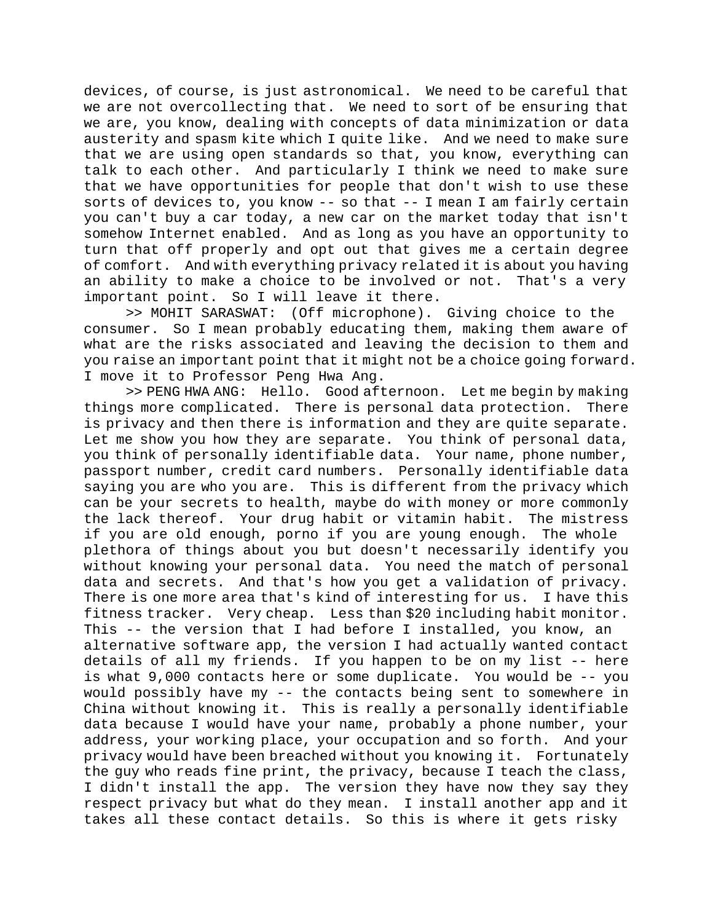devices, of course, is just astronomical. We need to be careful that we are not overcollecting that. We need to sort of be ensuring that we are, you know, dealing with concepts of data minimization or data austerity and spasm kite which I quite like. And we need to make sure that we are using open standards so that, you know, everything can talk to each other. And particularly I think we need to make sure that we have opportunities for people that don't wish to use these sorts of devices to, you know -- so that -- I mean I am fairly certain you can't buy a car today, a new car on the market today that isn't somehow Internet enabled. And as long as you have an opportunity to turn that off properly and opt out that gives me a certain degree of comfort. And with everything privacy related it is about you having an ability to make a choice to be involved or not. That's a very important point. So I will leave it there.

>> MOHIT SARASWAT: (Off microphone). Giving choice to the consumer. So I mean probably educating them, making them aware of what are the risks associated and leaving the decision to them and you raise an important point that it might not be a choice going forward. I move it to Professor Peng Hwa Ang.

>> PENG HWA ANG: Hello. Good afternoon. Let me begin by making things more complicated. There is personal data protection. There is privacy and then there is information and they are quite separate. Let me show you how they are separate. You think of personal data, you think of personally identifiable data. Your name, phone number, passport number, credit card numbers. Personally identifiable data saying you are who you are. This is different from the privacy which can be your secrets to health, maybe do with money or more commonly the lack thereof. Your drug habit or vitamin habit. The mistress if you are old enough, porno if you are young enough. The whole plethora of things about you but doesn't necessarily identify you without knowing your personal data. You need the match of personal data and secrets. And that's how you get a validation of privacy. There is one more area that's kind of interesting for us. I have this fitness tracker. Very cheap. Less than $20 including habit monitor. This -- the version that I had before I installed, you know, an alternative software app, the version I had actually wanted contact details of all my friends. If you happen to be on my list -- here is what 9,000 contacts here or some duplicate. You would be -- you would possibly have my -- the contacts being sent to somewhere in China without knowing it. This is really a personally identifiable data because I would have your name, probably a phone number, your address, your working place, your occupation and so forth. And your privacy would have been breached without you knowing it. Fortunately the guy who reads fine print, the privacy, because I teach the class, I didn't install the app. The version they have now they say they respect privacy but what do they mean. I install another app and it takes all these contact details. So this is where it gets risky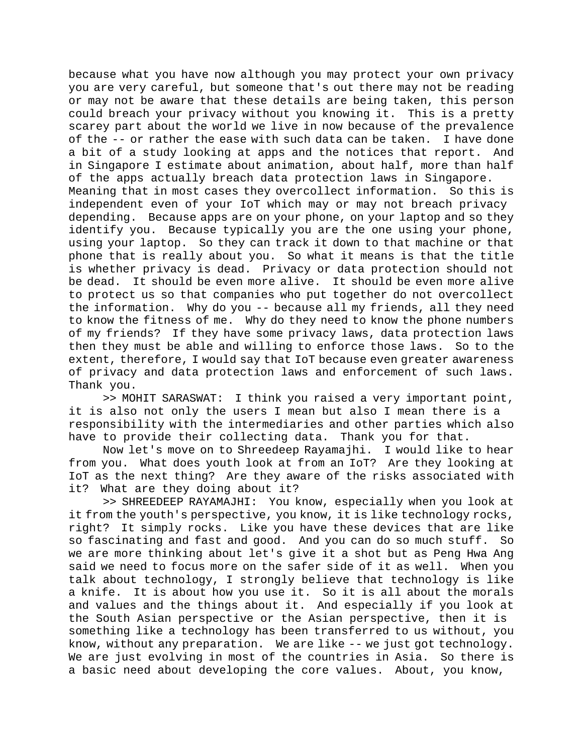because what you have now although you may protect your own privacy you are very careful, but someone that's out there may not be reading or may not be aware that these details are being taken, this person could breach your privacy without you knowing it. This is a pretty scarey part about the world we live in now because of the prevalence of the -- or rather the ease with such data can be taken. I have done a bit of a study looking at apps and the notices that report. And in Singapore I estimate about animation, about half, more than half of the apps actually breach data protection laws in Singapore. Meaning that in most cases they overcollect information. So this is independent even of your IoT which may or may not breach privacy depending. Because apps are on your phone, on your laptop and so they identify you. Because typically you are the one using your phone, using your laptop. So they can track it down to that machine or that phone that is really about you. So what it means is that the title is whether privacy is dead. Privacy or data protection should not be dead. It should be even more alive. It should be even more alive to protect us so that companies who put together do not overcollect the information. Why do you -- because all my friends, all they need to know the fitness of me. Why do they need to know the phone numbers of my friends? If they have some privacy laws, data protection laws then they must be able and willing to enforce those laws. So to the extent, therefore, I would say that IoT because even greater awareness of privacy and data protection laws and enforcement of such laws. Thank you.

>> MOHIT SARASWAT: I think you raised a very important point, it is also not only the users I mean but also I mean there is a responsibility with the intermediaries and other parties which also have to provide their collecting data. Thank you for that.

Now let's move on to Shreedeep Rayamajhi. I would like to hear from you. What does youth look at from an IoT? Are they looking at IoT as the next thing? Are they aware of the risks associated with it? What are they doing about it?

>> SHREEDEEP RAYAMAJHI: You know, especially when you look at it from the youth's perspective, you know, it is like technology rocks, right? It simply rocks. Like you have these devices that are like so fascinating and fast and good. And you can do so much stuff. So we are more thinking about let's give it a shot but as Peng Hwa Ang said we need to focus more on the safer side of it as well. When you talk about technology, I strongly believe that technology is like a knife. It is about how you use it. So it is all about the morals and values and the things about it. And especially if you look at the South Asian perspective or the Asian perspective, then it is something like a technology has been transferred to us without, you know, without any preparation. We are like -- we just got technology. We are just evolving in most of the countries in Asia. So there is a basic need about developing the core values. About, you know,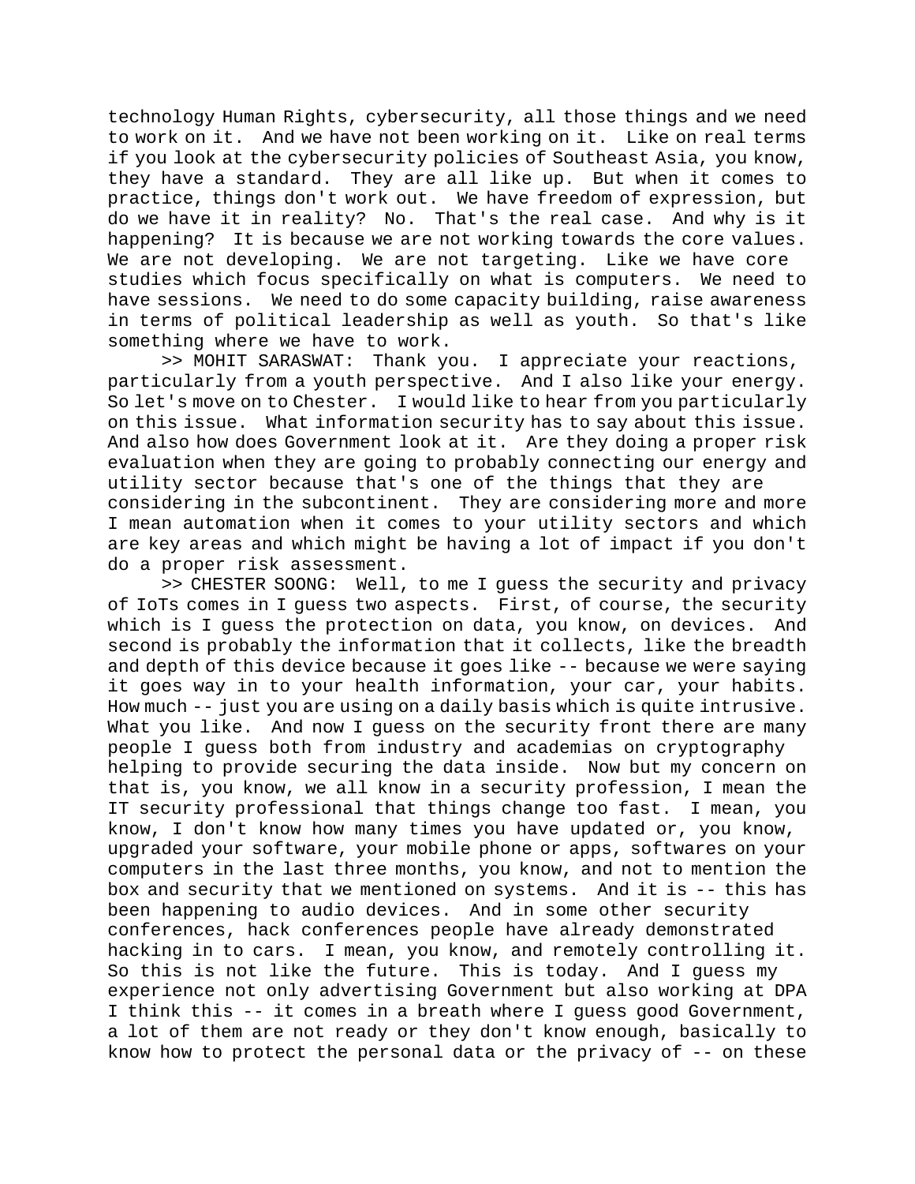technology Human Rights, cybersecurity, all those things and we need to work on it. And we have not been working on it. Like on real terms if you look at the cybersecurity policies of Southeast Asia, you know, they have a standard. They are all like up. But when it comes to practice, things don't work out. We have freedom of expression, but do we have it in reality? No. That's the real case. And why is it happening? It is because we are not working towards the core values. We are not developing. We are not targeting. Like we have core studies which focus specifically on what is computers. We need to have sessions. We need to do some capacity building, raise awareness in terms of political leadership as well as youth. So that's like something where we have to work.

>> MOHIT SARASWAT: Thank you. I appreciate your reactions, particularly from a youth perspective. And I also like your energy. So let's move on to Chester. I would like to hear from you particularly on this issue. What information security has to say about this issue. And also how does Government look at it. Are they doing a proper risk evaluation when they are going to probably connecting our energy and utility sector because that's one of the things that they are considering in the subcontinent. They are considering more and more I mean automation when it comes to your utility sectors and which are key areas and which might be having a lot of impact if you don't do a proper risk assessment.

>> CHESTER SOONG: Well, to me I guess the security and privacy of IoTs comes in I guess two aspects. First, of course, the security which is I guess the protection on data, you know, on devices. And second is probably the information that it collects, like the breadth and depth of this device because it goes like -- because we were saying it goes way in to your health information, your car, your habits. How much -- just you are using on a daily basis which is quite intrusive. What you like. And now I guess on the security front there are many people I guess both from industry and academias on cryptography helping to provide securing the data inside. Now but my concern on that is, you know, we all know in a security profession, I mean the IT security professional that things change too fast. I mean, you know, I don't know how many times you have updated or, you know, upgraded your software, your mobile phone or apps, softwares on your computers in the last three months, you know, and not to mention the box and security that we mentioned on systems. And it is -- this has been happening to audio devices. And in some other security conferences, hack conferences people have already demonstrated hacking in to cars. I mean, you know, and remotely controlling it. So this is not like the future. This is today. And I guess my experience not only advertising Government but also working at DPA I think this -- it comes in a breath where I guess good Government, a lot of them are not ready or they don't know enough, basically to know how to protect the personal data or the privacy of -- on these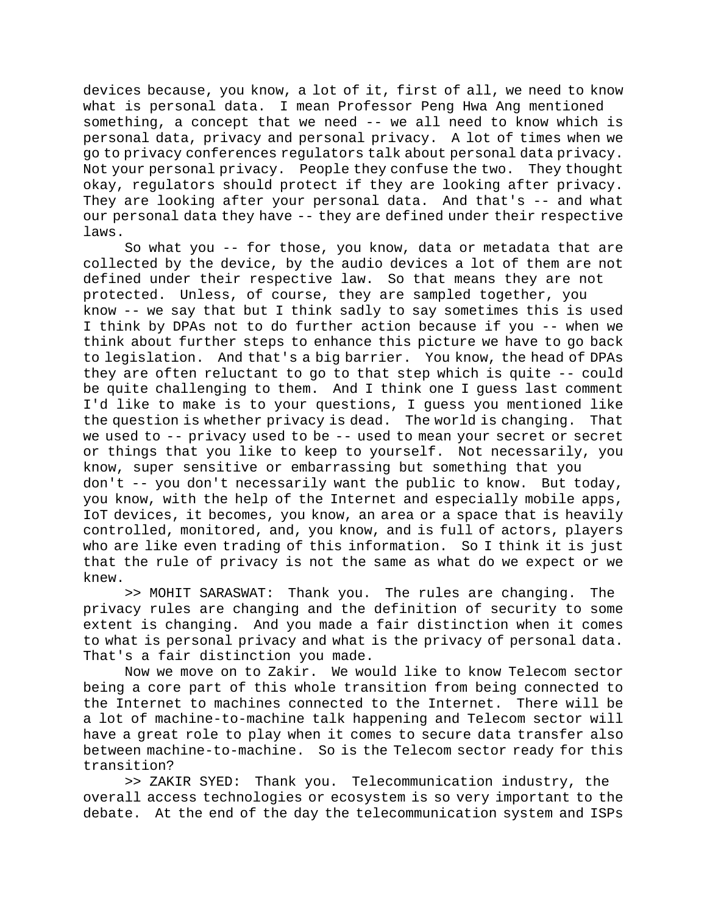devices because, you know, a lot of it, first of all, we need to know what is personal data. I mean Professor Peng Hwa Ang mentioned something, a concept that we need -- we all need to know which is personal data, privacy and personal privacy. A lot of times when we go to privacy conferences regulators talk about personal data privacy. Not your personal privacy. People they confuse the two. They thought okay, regulators should protect if they are looking after privacy. They are looking after your personal data. And that's -- and what our personal data they have -- they are defined under their respective laws.

So what you -- for those, you know, data or metadata that are collected by the device, by the audio devices a lot of them are not defined under their respective law. So that means they are not protected. Unless, of course, they are sampled together, you know -- we say that but I think sadly to say sometimes this is used I think by DPAs not to do further action because if you -- when we think about further steps to enhance this picture we have to go back to legislation. And that's a big barrier. You know, the head of DPAs they are often reluctant to go to that step which is quite -- could be quite challenging to them. And I think one I guess last comment I'd like to make is to your questions, I guess you mentioned like the question is whether privacy is dead. The world is changing. That we used to -- privacy used to be -- used to mean your secret or secret or things that you like to keep to yourself. Not necessarily, you know, super sensitive or embarrassing but something that you don't -- you don't necessarily want the public to know. But today, you know, with the help of the Internet and especially mobile apps, IoT devices, it becomes, you know, an area or a space that is heavily controlled, monitored, and, you know, and is full of actors, players who are like even trading of this information. So I think it is just that the rule of privacy is not the same as what do we expect or we knew.

>> MOHIT SARASWAT: Thank you. The rules are changing. The privacy rules are changing and the definition of security to some extent is changing. And you made a fair distinction when it comes to what is personal privacy and what is the privacy of personal data. That's a fair distinction you made.

Now we move on to Zakir. We would like to know Telecom sector being a core part of this whole transition from being connected to the Internet to machines connected to the Internet. There will be a lot of machine-to-machine talk happening and Telecom sector will have a great role to play when it comes to secure data transfer also between machine-to-machine. So is the Telecom sector ready for this transition?

>> ZAKIR SYED: Thank you. Telecommunication industry, the overall access technologies or ecosystem is so very important to the debate. At the end of the day the telecommunication system and ISPs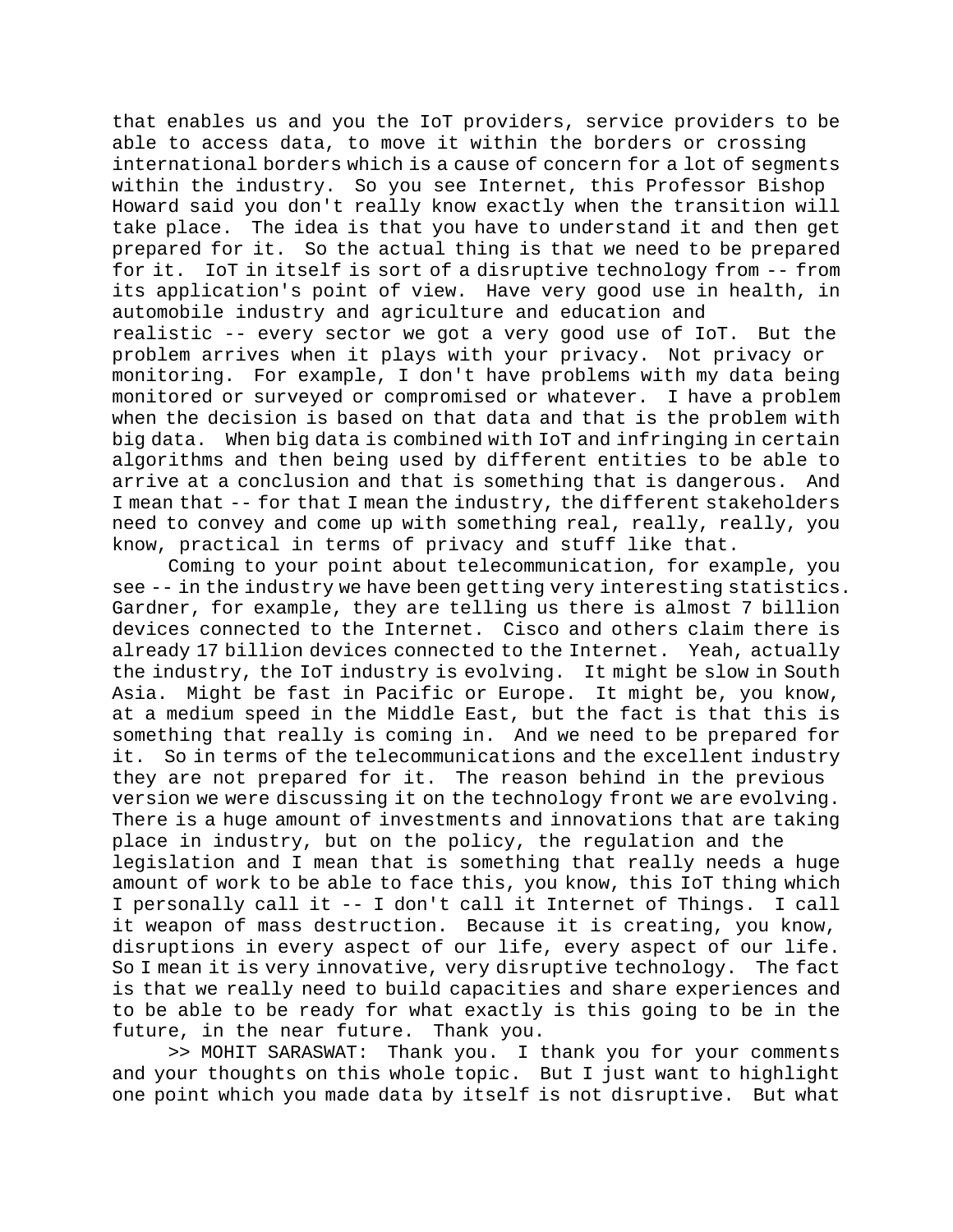that enables us and you the IoT providers, service providers to be able to access data, to move it within the borders or crossing international borders which is a cause of concern for a lot of segments within the industry. So you see Internet, this Professor Bishop Howard said you don't really know exactly when the transition will take place. The idea is that you have to understand it and then get prepared for it. So the actual thing is that we need to be prepared for it. IoT in itself is sort of a disruptive technology from -- from its application's point of view. Have very good use in health, in automobile industry and agriculture and education and realistic -- every sector we got a very good use of IoT. But the problem arrives when it plays with your privacy. Not privacy or monitoring. For example, I don't have problems with my data being monitored or surveyed or compromised or whatever. I have a problem when the decision is based on that data and that is the problem with big data. When big data is combined with IoT and infringing in certain algorithms and then being used by different entities to be able to arrive at a conclusion and that is something that is dangerous. And I mean that -- for that I mean the industry, the different stakeholders need to convey and come up with something real, really, really, you know, practical in terms of privacy and stuff like that.

Coming to your point about telecommunication, for example, you see -- in the industry we have been getting very interesting statistics. Gardner, for example, they are telling us there is almost 7 billion devices connected to the Internet. Cisco and others claim there is already 17 billion devices connected to the Internet. Yeah, actually the industry, the IoT industry is evolving. It might be slow in South Asia. Might be fast in Pacific or Europe. It might be, you know, at a medium speed in the Middle East, but the fact is that this is something that really is coming in. And we need to be prepared for it. So in terms of the telecommunications and the excellent industry they are not prepared for it. The reason behind in the previous version we were discussing it on the technology front we are evolving. There is a huge amount of investments and innovations that are taking place in industry, but on the policy, the regulation and the legislation and I mean that is something that really needs a huge amount of work to be able to face this, you know, this IoT thing which I personally call it -- I don't call it Internet of Things. I call it weapon of mass destruction. Because it is creating, you know, disruptions in every aspect of our life, every aspect of our life. So I mean it is very innovative, very disruptive technology. The fact is that we really need to build capacities and share experiences and to be able to be ready for what exactly is this going to be in the future, in the near future. Thank you.

>> MOHIT SARASWAT: Thank you. I thank you for your comments and your thoughts on this whole topic. But I just want to highlight one point which you made data by itself is not disruptive. But what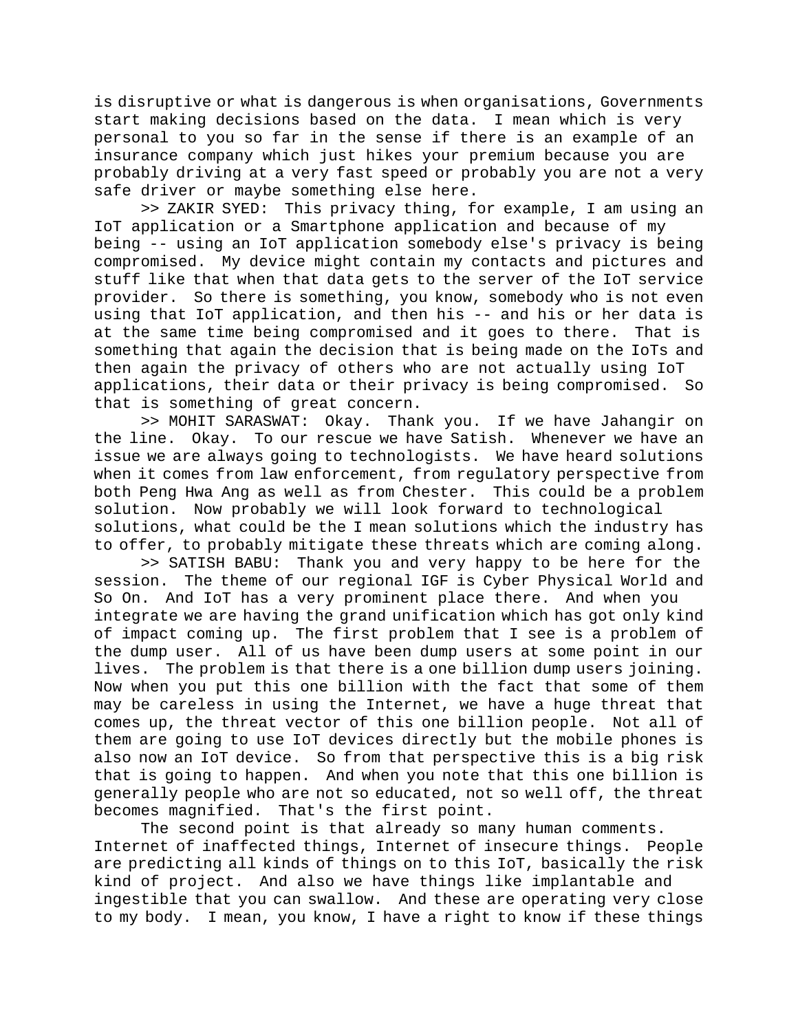is disruptive or what is dangerous is when organisations, Governments start making decisions based on the data. I mean which is very personal to you so far in the sense if there is an example of an insurance company which just hikes your premium because you are probably driving at a very fast speed or probably you are not a very safe driver or maybe something else here.

>> ZAKIR SYED: This privacy thing, for example, I am using an IoT application or a Smartphone application and because of my being -- using an IoT application somebody else's privacy is being compromised. My device might contain my contacts and pictures and stuff like that when that data gets to the server of the IoT service provider. So there is something, you know, somebody who is not even using that IoT application, and then his -- and his or her data is at the same time being compromised and it goes to there. That is something that again the decision that is being made on the IoTs and then again the privacy of others who are not actually using IoT applications, their data or their privacy is being compromised. So that is something of great concern.

>> MOHIT SARASWAT: Okay. Thank you. If we have Jahangir on the line. Okay. To our rescue we have Satish. Whenever we have an issue we are always going to technologists. We have heard solutions when it comes from law enforcement, from regulatory perspective from both Peng Hwa Ang as well as from Chester. This could be a problem solution. Now probably we will look forward to technological solutions, what could be the I mean solutions which the industry has to offer, to probably mitigate these threats which are coming along.

>> SATISH BABU: Thank you and very happy to be here for the session. The theme of our regional IGF is Cyber Physical World and So On. And IoT has a very prominent place there. And when you integrate we are having the grand unification which has got only kind of impact coming up. The first problem that I see is a problem of the dump user. All of us have been dump users at some point in our lives. The problem is that there is a one billion dump users joining. Now when you put this one billion with the fact that some of them may be careless in using the Internet, we have a huge threat that comes up, the threat vector of this one billion people. Not all of them are going to use IoT devices directly but the mobile phones is also now an IoT device. So from that perspective this is a big risk that is going to happen. And when you note that this one billion is generally people who are not so educated, not so well off, the threat becomes magnified. That's the first point.

The second point is that already so many human comments. Internet of inaffected things, Internet of insecure things. People are predicting all kinds of things on to this IoT, basically the risk kind of project. And also we have things like implantable and ingestible that you can swallow. And these are operating very close to my body. I mean, you know, I have a right to know if these things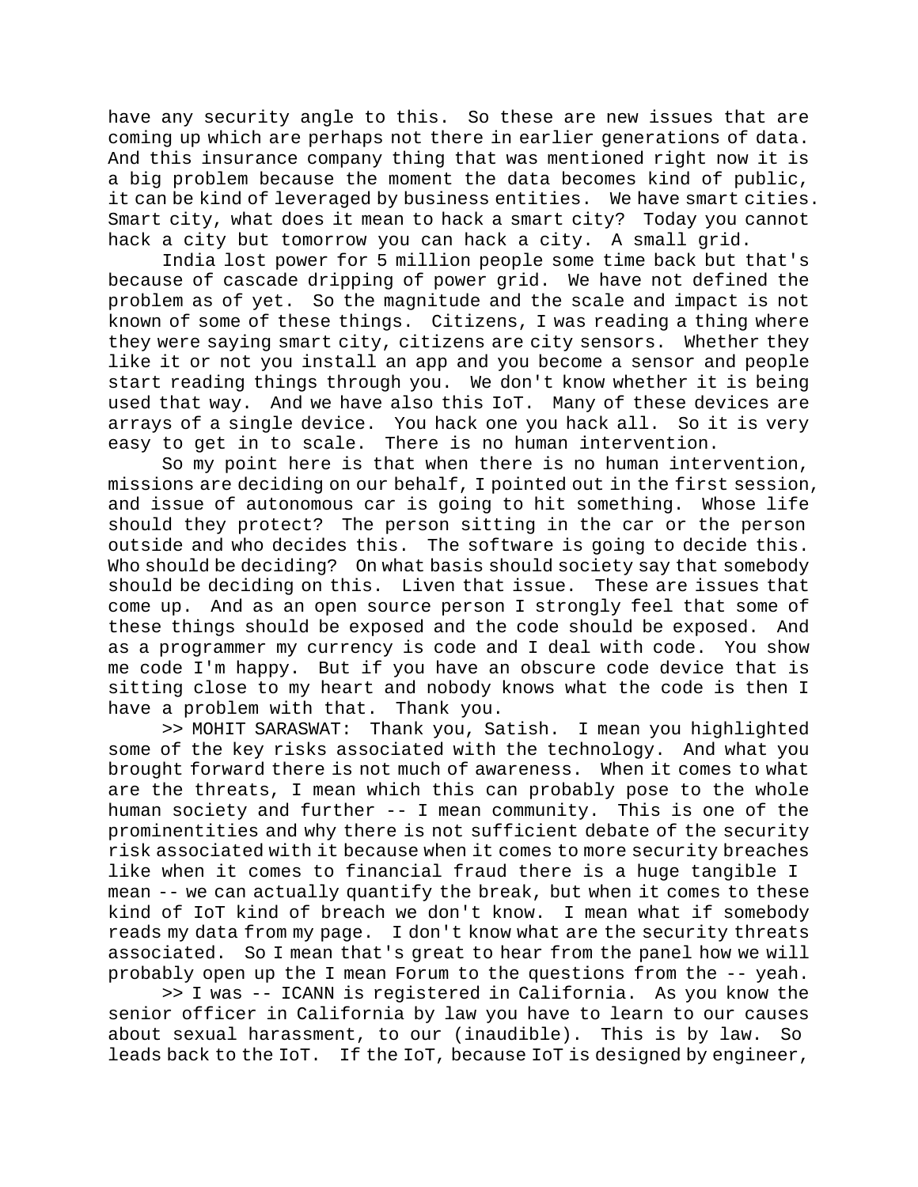have any security angle to this. So these are new issues that are coming up which are perhaps not there in earlier generations of data. And this insurance company thing that was mentioned right now it is a big problem because the moment the data becomes kind of public, it can be kind of leveraged by business entities. We have smart cities. Smart city, what does it mean to hack a smart city? Today you cannot hack a city but tomorrow you can hack a city. A small grid.

India lost power for 5 million people some time back but that's because of cascade dripping of power grid. We have not defined the problem as of yet. So the magnitude and the scale and impact is not known of some of these things. Citizens, I was reading a thing where they were saying smart city, citizens are city sensors. Whether they like it or not you install an app and you become a sensor and people start reading things through you. We don't know whether it is being used that way. And we have also this IoT. Many of these devices are arrays of a single device. You hack one you hack all. So it is very easy to get in to scale. There is no human intervention.

So my point here is that when there is no human intervention, missions are deciding on our behalf, I pointed out in the first session, and issue of autonomous car is going to hit something. Whose life should they protect? The person sitting in the car or the person outside and who decides this. The software is going to decide this. Who should be deciding? On what basis should society say that somebody should be deciding on this. Liven that issue. These are issues that come up. And as an open source person I strongly feel that some of these things should be exposed and the code should be exposed. And as a programmer my currency is code and I deal with code. You show me code I'm happy. But if you have an obscure code device that is sitting close to my heart and nobody knows what the code is then I have a problem with that. Thank you.

>> MOHIT SARASWAT: Thank you, Satish. I mean you highlighted some of the key risks associated with the technology. And what you brought forward there is not much of awareness. When it comes to what are the threats, I mean which this can probably pose to the whole human society and further -- I mean community. This is one of the prominentities and why there is not sufficient debate of the security risk associated with it because when it comes to more security breaches like when it comes to financial fraud there is a huge tangible I mean -- we can actually quantify the break, but when it comes to these kind of IoT kind of breach we don't know. I mean what if somebody reads my data from my page. I don't know what are the security threats associated. So I mean that's great to hear from the panel how we will probably open up the I mean Forum to the questions from the -- yeah.

>> I was -- ICANN is registered in California. As you know the senior officer in California by law you have to learn to our causes about sexual harassment, to our (inaudible). This is by law. So leads back to the IoT. If the IoT, because IoT is designed by engineer,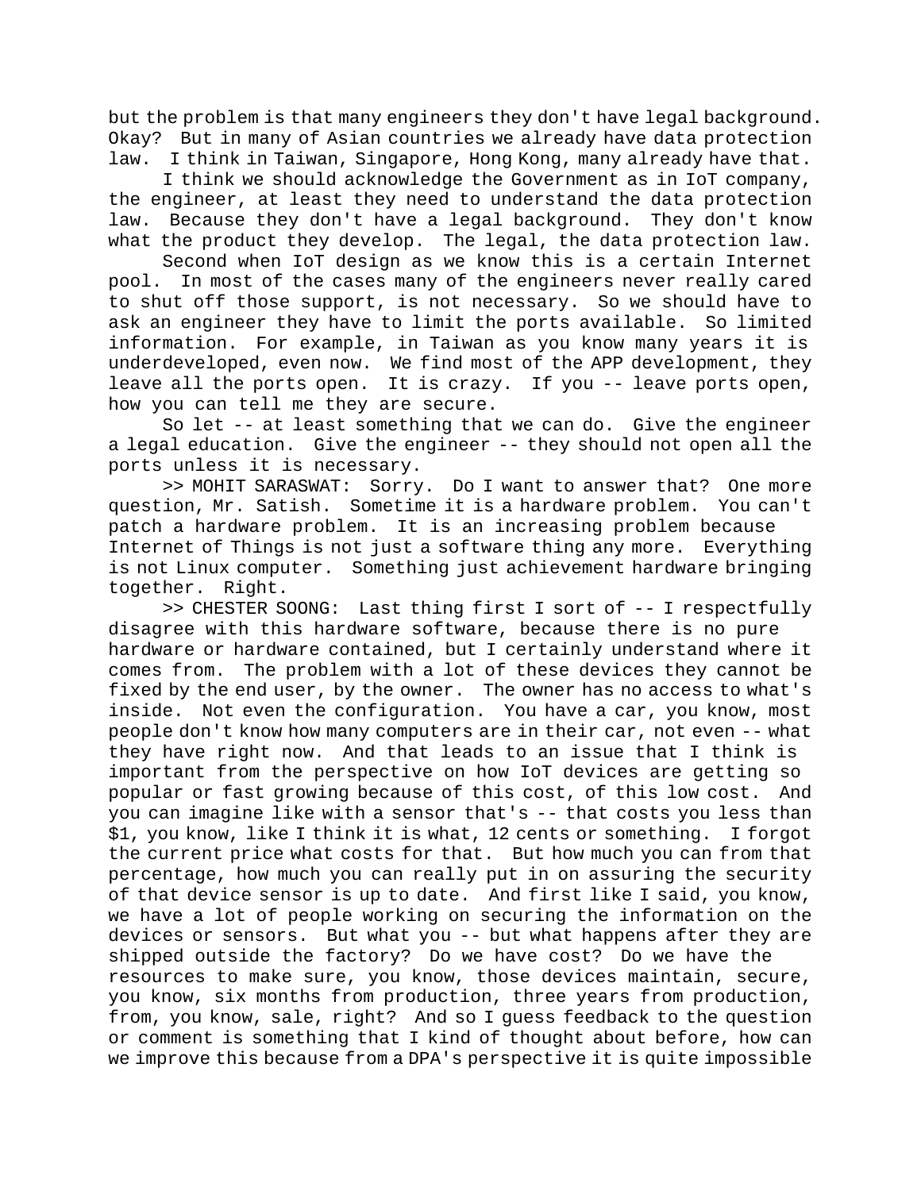but the problem is that many engineers they don't have legal background. Okay? But in many of Asian countries we already have data protection law. I think in Taiwan, Singapore, Hong Kong, many already have that.

I think we should acknowledge the Government as in IoT company, the engineer, at least they need to understand the data protection law. Because they don't have a legal background. They don't know what the product they develop. The legal, the data protection law.

Second when IoT design as we know this is a certain Internet pool. In most of the cases many of the engineers never really cared to shut off those support, is not necessary. So we should have to ask an engineer they have to limit the ports available. So limited information. For example, in Taiwan as you know many years it is underdeveloped, even now. We find most of the APP development, they leave all the ports open. It is crazy. If you -- leave ports open, how you can tell me they are secure.

So let -- at least something that we can do. Give the engineer a legal education. Give the engineer -- they should not open all the ports unless it is necessary.

>> MOHIT SARASWAT: Sorry. Do I want to answer that? One more question, Mr. Satish. Sometime it is a hardware problem. You can't patch a hardware problem. It is an increasing problem because Internet of Things is not just a software thing any more. Everything is not Linux computer. Something just achievement hardware bringing together. Right.

>> CHESTER SOONG: Last thing first I sort of -- I respectfully disagree with this hardware software, because there is no pure hardware or hardware contained, but I certainly understand where it comes from. The problem with a lot of these devices they cannot be fixed by the end user, by the owner. The owner has no access to what's inside. Not even the configuration. You have a car, you know, most people don't know how many computers are in their car, not even -- what they have right now. And that leads to an issue that I think is important from the perspective on how IoT devices are getting so popular or fast growing because of this cost, of this low cost. And you can imagine like with a sensor that's -- that costs you less than $1, you know, like I think it is what, 12 cents or something. I forgot the current price what costs for that. But how much you can from that percentage, how much you can really put in on assuring the security of that device sensor is up to date. And first like I said, you know, we have a lot of people working on securing the information on the devices or sensors. But what you -- but what happens after they are shipped outside the factory? Do we have cost? Do we have the resources to make sure, you know, those devices maintain, secure, you know, six months from production, three years from production, from, you know, sale, right? And so I guess feedback to the question or comment is something that I kind of thought about before, how can we improve this because from a DPA's perspective it is quite impossible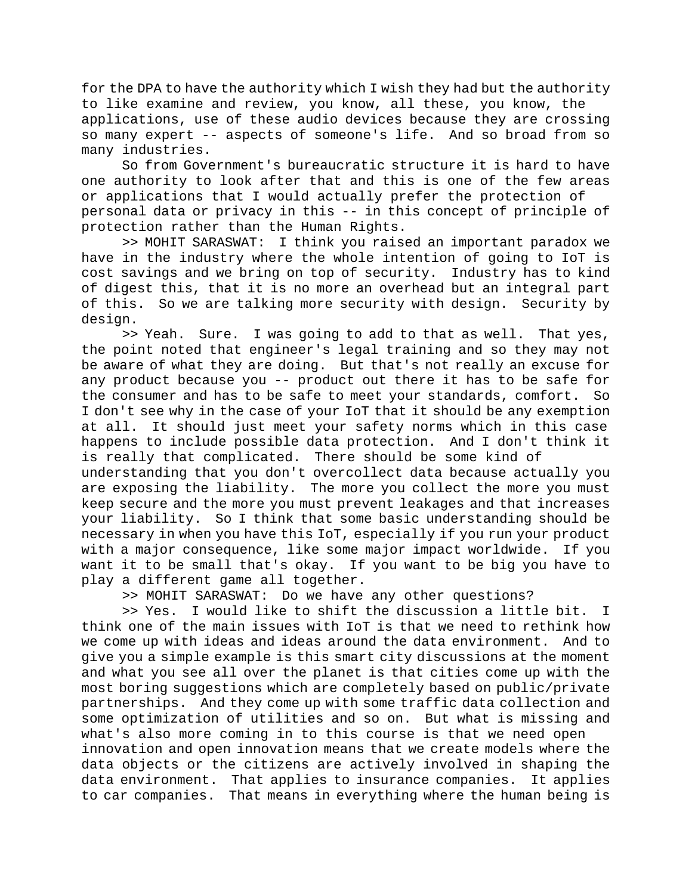for the DPA to have the authority which I wish they had but the authority to like examine and review, you know, all these, you know, the applications, use of these audio devices because they are crossing so many expert -- aspects of someone's life. And so broad from so many industries.

So from Government's bureaucratic structure it is hard to have one authority to look after that and this is one of the few areas or applications that I would actually prefer the protection of personal data or privacy in this -- in this concept of principle of protection rather than the Human Rights.

>> MOHIT SARASWAT: I think you raised an important paradox we have in the industry where the whole intention of going to IoT is cost savings and we bring on top of security. Industry has to kind of digest this, that it is no more an overhead but an integral part of this. So we are talking more security with design. Security by design.

>> Yeah. Sure. I was going to add to that as well. That yes, the point noted that engineer's legal training and so they may not be aware of what they are doing. But that's not really an excuse for any product because you -- product out there it has to be safe for the consumer and has to be safe to meet your standards, comfort. So I don't see why in the case of your IoT that it should be any exemption at all. It should just meet your safety norms which in this case happens to include possible data protection. And I don't think it is really that complicated. There should be some kind of understanding that you don't overcollect data because actually you are exposing the liability. The more you collect the more you must keep secure and the more you must prevent leakages and that increases your liability. So I think that some basic understanding should be necessary in when you have this IoT, especially if you run your product with a major consequence, like some major impact worldwide. If you want it to be small that's okay. If you want to be big you have to play a different game all together.

>> MOHIT SARASWAT: Do we have any other questions?

>> Yes. I would like to shift the discussion a little bit. I think one of the main issues with IoT is that we need to rethink how we come up with ideas and ideas around the data environment. And to give you a simple example is this smart city discussions at the moment and what you see all over the planet is that cities come up with the most boring suggestions which are completely based on public/private partnerships. And they come up with some traffic data collection and some optimization of utilities and so on. But what is missing and what's also more coming in to this course is that we need open innovation and open innovation means that we create models where the data objects or the citizens are actively involved in shaping the data environment. That applies to insurance companies. It applies to car companies. That means in everything where the human being is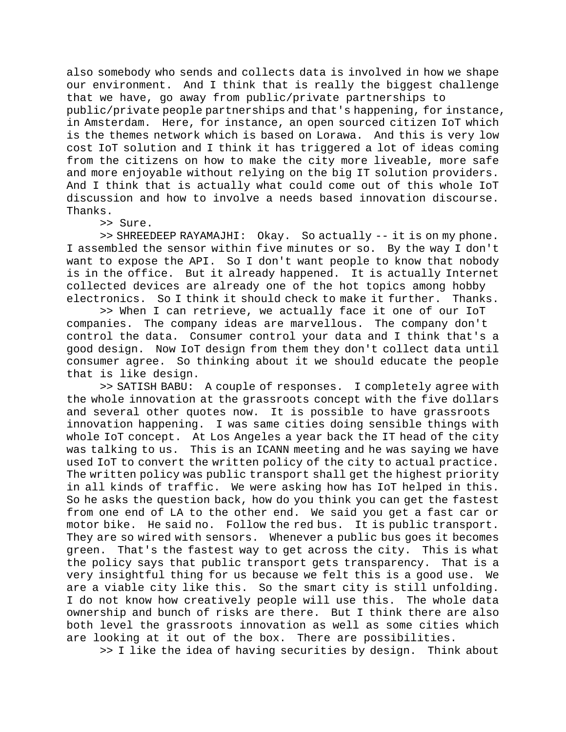also somebody who sends and collects data is involved in how we shape our environment. And I think that is really the biggest challenge that we have, go away from public/private partnerships to public/private people partnerships and that's happening, for instance, in Amsterdam. Here, for instance, an open sourced citizen IoT which is the themes network which is based on Lorawa. And this is very low cost IoT solution and I think it has triggered a lot of ideas coming from the citizens on how to make the city more liveable, more safe and more enjoyable without relying on the big IT solution providers. And I think that is actually what could come out of this whole IoT discussion and how to involve a needs based innovation discourse. Thanks.

>> Sure.

>> SHREEDEEP RAYAMAJHI: Okay. So actually -- it is on my phone. I assembled the sensor within five minutes or so. By the way I don't want to expose the API. So I don't want people to know that nobody is in the office. But it already happened. It is actually Internet collected devices are already one of the hot topics among hobby electronics. So I think it should check to make it further. Thanks.

>> When I can retrieve, we actually face it one of our IoT companies. The company ideas are marvellous. The company don't control the data. Consumer control your data and I think that's a good design. Now IoT design from them they don't collect data until consumer agree. So thinking about it we should educate the people that is like design.

>> SATISH BABU: A couple of responses. I completely agree with the whole innovation at the grassroots concept with the five dollars and several other quotes now. It is possible to have grassroots innovation happening. I was same cities doing sensible things with whole IoT concept. At Los Angeles a year back the IT head of the city was talking to us. This is an ICANN meeting and he was saying we have used IoT to convert the written policy of the city to actual practice. The written policy was public transport shall get the highest priority in all kinds of traffic. We were asking how has IoT helped in this. So he asks the question back, how do you think you can get the fastest from one end of LA to the other end. We said you get a fast car or motor bike. He said no. Follow the red bus. It is public transport. They are so wired with sensors. Whenever a public bus goes it becomes green. That's the fastest way to get across the city. This is what the policy says that public transport gets transparency. That is a very insightful thing for us because we felt this is a good use. We are a viable city like this. So the smart city is still unfolding. I do not know how creatively people will use this. The whole data ownership and bunch of risks are there. But I think there are also both level the grassroots innovation as well as some cities which are looking at it out of the box. There are possibilities.

>> I like the idea of having securities by design. Think about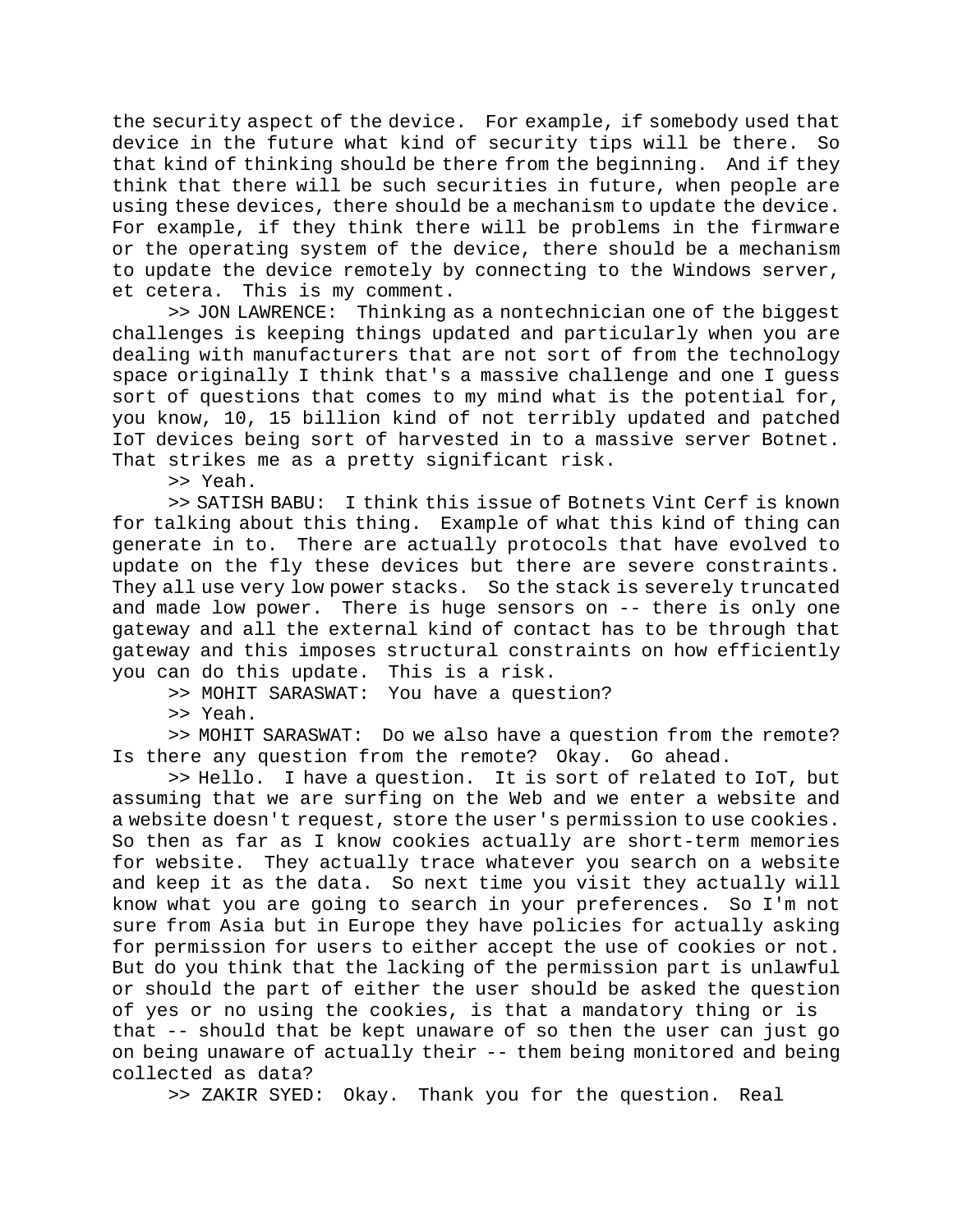the security aspect of the device. For example, if somebody used that device in the future what kind of security tips will be there. So that kind of thinking should be there from the beginning. And if they think that there will be such securities in future, when people are using these devices, there should be a mechanism to update the device. For example, if they think there will be problems in the firmware or the operating system of the device, there should be a mechanism to update the device remotely by connecting to the Windows server, et cetera. This is my comment.

>> JON LAWRENCE: Thinking as a nontechnician one of the biggest challenges is keeping things updated and particularly when you are dealing with manufacturers that are not sort of from the technology space originally I think that's a massive challenge and one I guess sort of questions that comes to my mind what is the potential for, you know, 10, 15 billion kind of not terribly updated and patched IoT devices being sort of harvested in to a massive server Botnet. That strikes me as a pretty significant risk.

>> Yeah.

>> SATISH BABU: I think this issue of Botnets Vint Cerf is known for talking about this thing. Example of what this kind of thing can generate in to. There are actually protocols that have evolved to update on the fly these devices but there are severe constraints. They all use very low power stacks. So the stack is severely truncated and made low power. There is huge sensors on -- there is only one gateway and all the external kind of contact has to be through that gateway and this imposes structural constraints on how efficiently you can do this update. This is a risk.

>> MOHIT SARASWAT: You have a question?

>> Yeah.

>> MOHIT SARASWAT: Do we also have a question from the remote? Is there any question from the remote? Okay. Go ahead.

>> Hello. I have a question. It is sort of related to IoT, but assuming that we are surfing on the Web and we enter a website and a website doesn't request, store the user's permission to use cookies. So then as far as I know cookies actually are short-term memories for website. They actually trace whatever you search on a website and keep it as the data. So next time you visit they actually will know what you are going to search in your preferences. So I'm not sure from Asia but in Europe they have policies for actually asking for permission for users to either accept the use of cookies or not. But do you think that the lacking of the permission part is unlawful or should the part of either the user should be asked the question of yes or no using the cookies, is that a mandatory thing or is that -- should that be kept unaware of so then the user can just go on being unaware of actually their -- them being monitored and being collected as data?

>> ZAKIR SYED: Okay. Thank you for the question. Real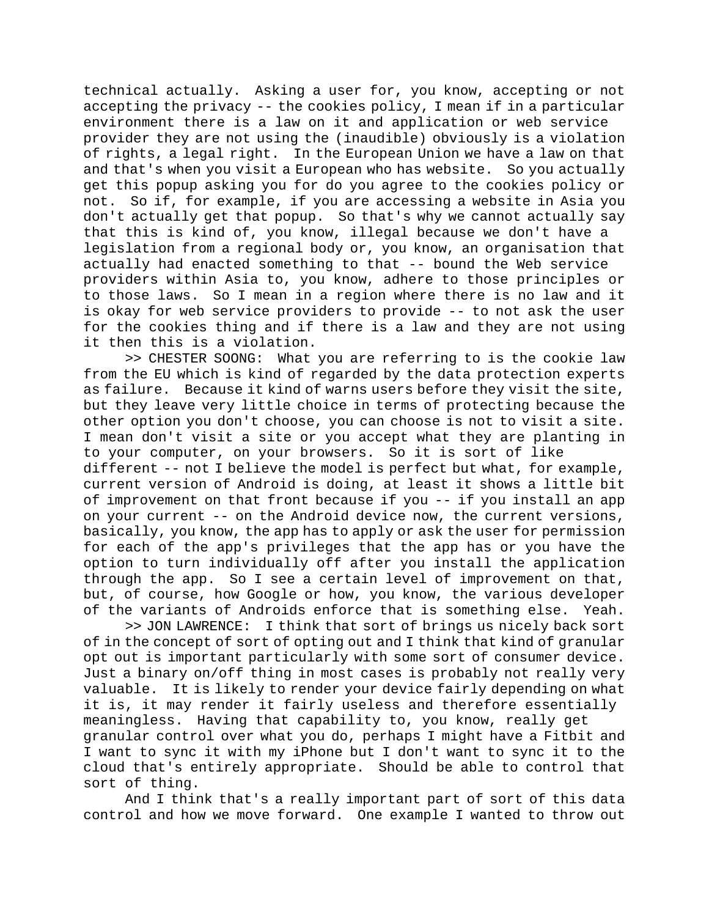technical actually. Asking a user for, you know, accepting or not accepting the privacy -- the cookies policy, I mean if in a particular environment there is a law on it and application or web service provider they are not using the (inaudible) obviously is a violation of rights, a legal right. In the European Union we have a law on that and that's when you visit a European who has website. So you actually get this popup asking you for do you agree to the cookies policy or not. So if, for example, if you are accessing a website in Asia you don't actually get that popup. So that's why we cannot actually say that this is kind of, you know, illegal because we don't have a legislation from a regional body or, you know, an organisation that actually had enacted something to that -- bound the Web service providers within Asia to, you know, adhere to those principles or to those laws. So I mean in a region where there is no law and it is okay for web service providers to provide -- to not ask the user for the cookies thing and if there is a law and they are not using it then this is a violation.

>> CHESTER SOONG: What you are referring to is the cookie law from the EU which is kind of regarded by the data protection experts as failure. Because it kind of warns users before they visit the site, but they leave very little choice in terms of protecting because the other option you don't choose, you can choose is not to visit a site. I mean don't visit a site or you accept what they are planting in to your computer, on your browsers. So it is sort of like different -- not I believe the model is perfect but what, for example, current version of Android is doing, at least it shows a little bit of improvement on that front because if you -- if you install an app on your current -- on the Android device now, the current versions, basically, you know, the app has to apply or ask the user for permission for each of the app's privileges that the app has or you have the option to turn individually off after you install the application through the app. So I see a certain level of improvement on that, but, of course, how Google or how, you know, the various developer of the variants of Androids enforce that is something else. Yeah.

>> JON LAWRENCE: I think that sort of brings us nicely back sort of in the concept of sort of opting out and I think that kind of granular opt out is important particularly with some sort of consumer device. Just a binary on/off thing in most cases is probably not really very valuable. It is likely to render your device fairly depending on what it is, it may render it fairly useless and therefore essentially meaningless. Having that capability to, you know, really get granular control over what you do, perhaps I might have a Fitbit and I want to sync it with my iPhone but I don't want to sync it to the cloud that's entirely appropriate. Should be able to control that sort of thing.

And I think that's a really important part of sort of this data control and how we move forward. One example I wanted to throw out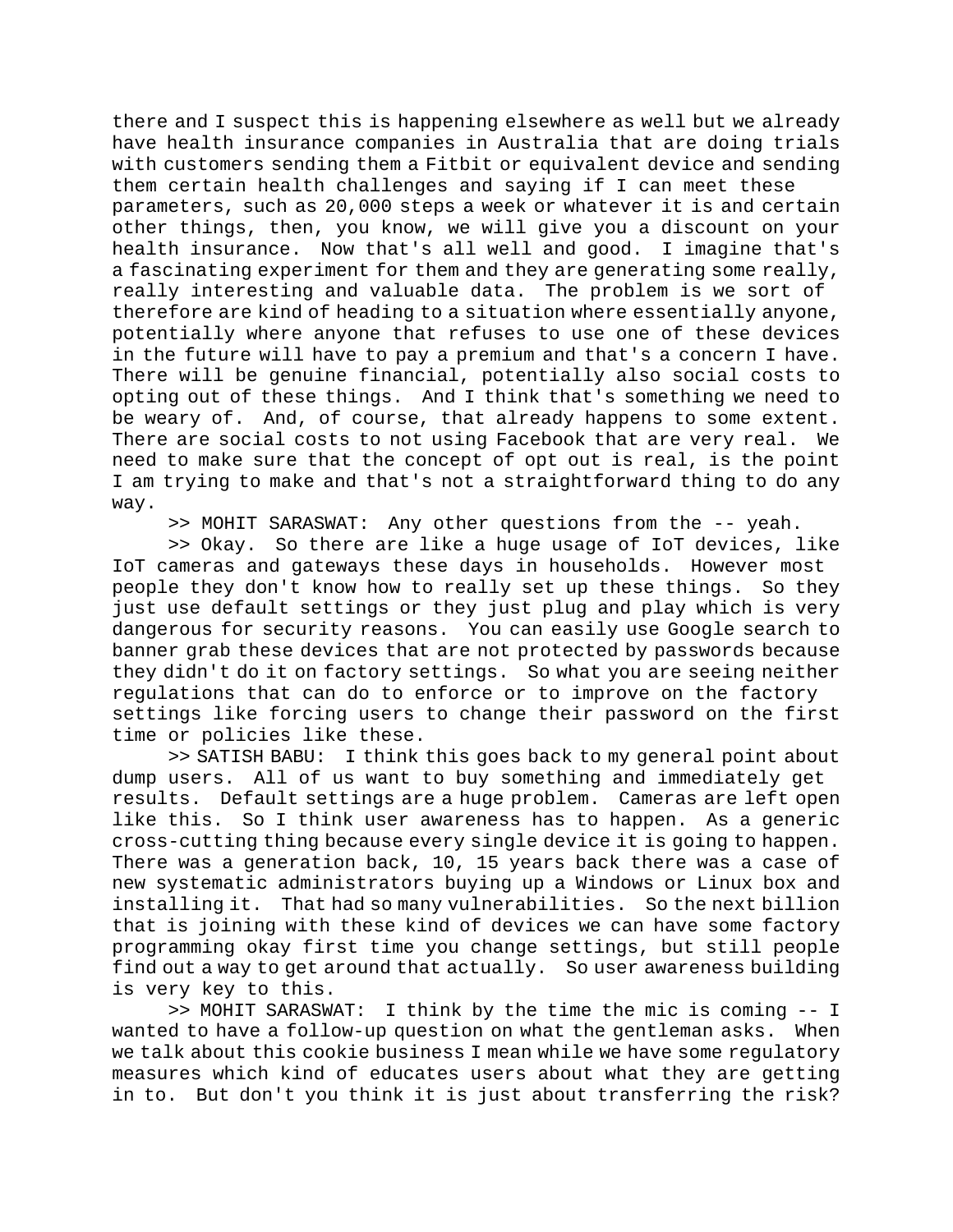there and I suspect this is happening elsewhere as well but we already have health insurance companies in Australia that are doing trials with customers sending them a Fitbit or equivalent device and sending them certain health challenges and saying if I can meet these parameters, such as 20,000 steps a week or whatever it is and certain other things, then, you know, we will give you a discount on your health insurance. Now that's all well and good. I imagine that's a fascinating experiment for them and they are generating some really, really interesting and valuable data. The problem is we sort of therefore are kind of heading to a situation where essentially anyone, potentially where anyone that refuses to use one of these devices in the future will have to pay a premium and that's a concern I have. There will be genuine financial, potentially also social costs to opting out of these things. And I think that's something we need to be weary of. And, of course, that already happens to some extent. There are social costs to not using Facebook that are very real. We need to make sure that the concept of opt out is real, is the point I am trying to make and that's not a straightforward thing to do any way.

>> MOHIT SARASWAT: Any other questions from the -- yeah.

>> Okay. So there are like a huge usage of IoT devices, like IoT cameras and gateways these days in households. However most people they don't know how to really set up these things. So they just use default settings or they just plug and play which is very dangerous for security reasons. You can easily use Google search to banner grab these devices that are not protected by passwords because they didn't do it on factory settings. So what you are seeing neither regulations that can do to enforce or to improve on the factory settings like forcing users to change their password on the first time or policies like these.

>> SATISH BABU: I think this goes back to my general point about dump users. All of us want to buy something and immediately get results. Default settings are a huge problem. Cameras are left open like this. So I think user awareness has to happen. As a generic cross-cutting thing because every single device it is going to happen. There was a generation back, 10, 15 years back there was a case of new systematic administrators buying up a Windows or Linux box and installing it. That had so many vulnerabilities. So the next billion that is joining with these kind of devices we can have some factory programming okay first time you change settings, but still people find out a way to get around that actually. So user awareness building is very key to this.

>> MOHIT SARASWAT: I think by the time the mic is coming -- I wanted to have a follow-up question on what the gentleman asks. When we talk about this cookie business I mean while we have some regulatory measures which kind of educates users about what they are getting in to. But don't you think it is just about transferring the risk?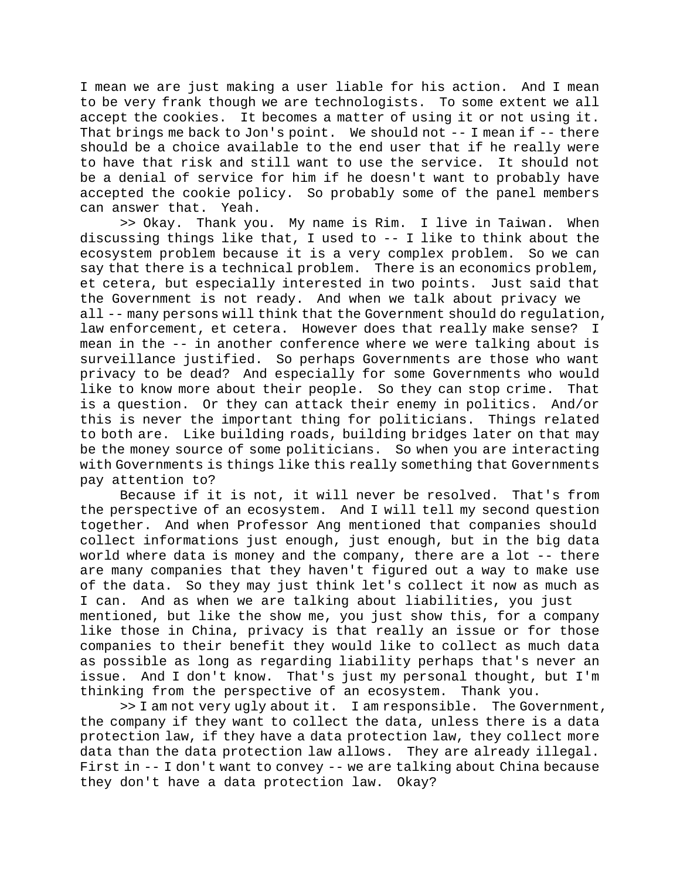I mean we are just making a user liable for his action. And I mean to be very frank though we are technologists. To some extent we all accept the cookies. It becomes a matter of using it or not using it. That brings me back to Jon's point. We should not -- I mean if -- there should be a choice available to the end user that if he really were to have that risk and still want to use the service. It should not be a denial of service for him if he doesn't want to probably have accepted the cookie policy. So probably some of the panel members can answer that. Yeah.

>> Okay. Thank you. My name is Rim. I live in Taiwan. When discussing things like that, I used to -- I like to think about the ecosystem problem because it is a very complex problem. So we can say that there is a technical problem. There is an economics problem, et cetera, but especially interested in two points. Just said that the Government is not ready. And when we talk about privacy we all -- many persons will think that the Government should do regulation, law enforcement, et cetera. However does that really make sense? I mean in the -- in another conference where we were talking about is surveillance justified. So perhaps Governments are those who want privacy to be dead? And especially for some Governments who would like to know more about their people. So they can stop crime. That is a question. Or they can attack their enemy in politics. And/or this is never the important thing for politicians. Things related to both are. Like building roads, building bridges later on that may be the money source of some politicians. So when you are interacting with Governments is things like this really something that Governments pay attention to?

Because if it is not, it will never be resolved. That's from the perspective of an ecosystem. And I will tell my second question together. And when Professor Ang mentioned that companies should collect informations just enough, just enough, but in the big data world where data is money and the company, there are a lot -- there are many companies that they haven't figured out a way to make use of the data. So they may just think let's collect it now as much as I can. And as when we are talking about liabilities, you just mentioned, but like the show me, you just show this, for a company like those in China, privacy is that really an issue or for those companies to their benefit they would like to collect as much data as possible as long as regarding liability perhaps that's never an issue. And I don't know. That's just my personal thought, but I'm thinking from the perspective of an ecosystem. Thank you.

>> I am not very ugly about it. I am responsible. The Government, the company if they want to collect the data, unless there is a data protection law, if they have a data protection law, they collect more data than the data protection law allows. They are already illegal. First in -- I don't want to convey -- we are talking about China because they don't have a data protection law. Okay?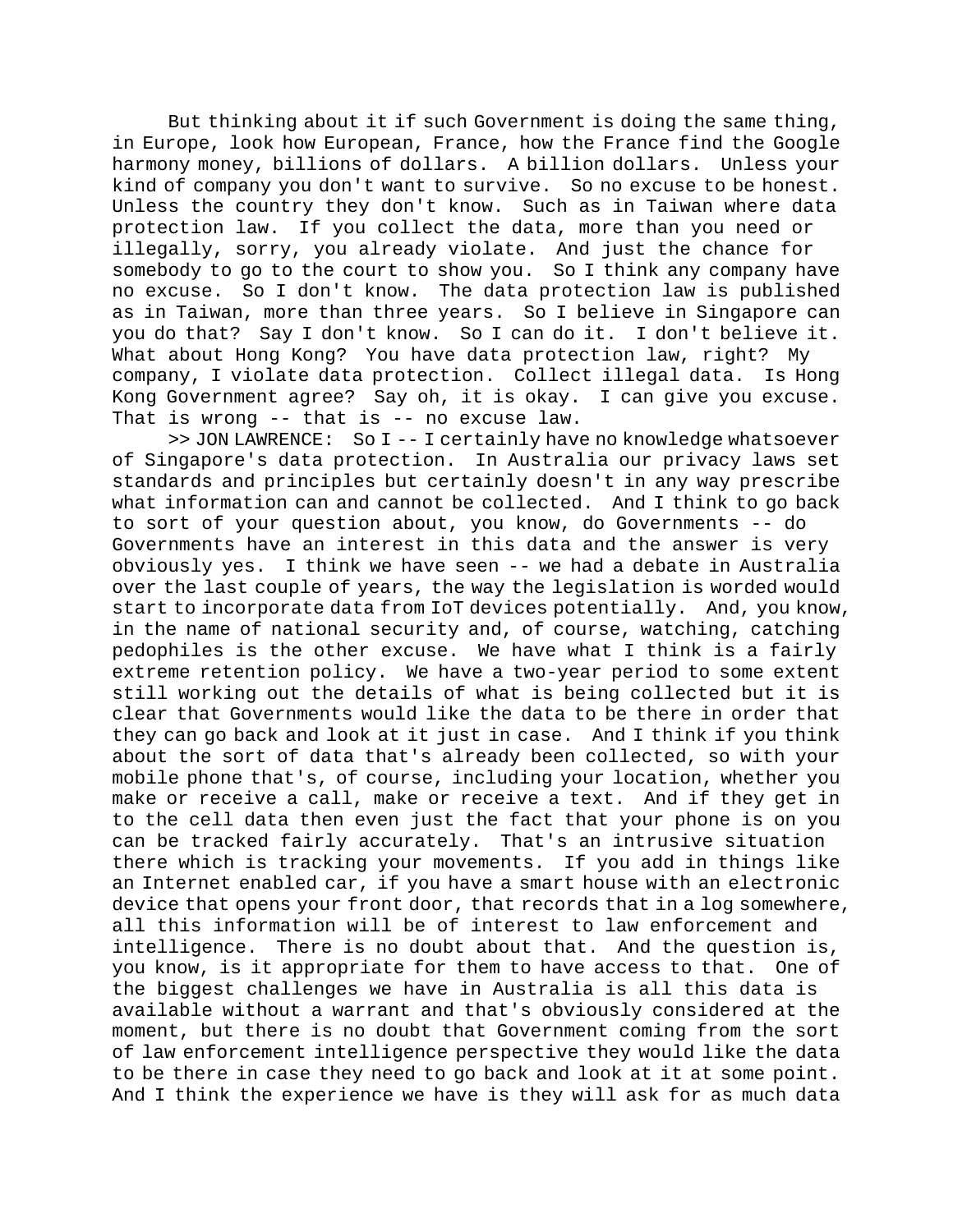But thinking about it if such Government is doing the same thing, in Europe, look how European, France, how the France find the Google harmony money, billions of dollars. A billion dollars. Unless your kind of company you don't want to survive. So no excuse to be honest. Unless the country they don't know. Such as in Taiwan where data protection law. If you collect the data, more than you need or illegally, sorry, you already violate. And just the chance for somebody to go to the court to show you. So I think any company have no excuse. So I don't know. The data protection law is published as in Taiwan, more than three years. So I believe in Singapore can you do that? Say I don't know. So I can do it. I don't believe it. What about Hong Kong? You have data protection law, right? My company, I violate data protection. Collect illegal data. Is Hong Kong Government agree? Say oh, it is okay. I can give you excuse. That is wrong -- that is -- no excuse law.

>> JON LAWRENCE: So I -- I certainly have no knowledge whatsoever of Singapore's data protection. In Australia our privacy laws set standards and principles but certainly doesn't in any way prescribe what information can and cannot be collected. And I think to go back to sort of your question about, you know, do Governments -- do Governments have an interest in this data and the answer is very obviously yes. I think we have seen -- we had a debate in Australia over the last couple of years, the way the legislation is worded would start to incorporate data from IoT devices potentially. And, you know, in the name of national security and, of course, watching, catching pedophiles is the other excuse. We have what I think is a fairly extreme retention policy. We have a two-year period to some extent still working out the details of what is being collected but it is clear that Governments would like the data to be there in order that they can go back and look at it just in case. And I think if you think about the sort of data that's already been collected, so with your mobile phone that's, of course, including your location, whether you make or receive a call, make or receive a text. And if they get in to the cell data then even just the fact that your phone is on you can be tracked fairly accurately. That's an intrusive situation there which is tracking your movements. If you add in things like an Internet enabled car, if you have a smart house with an electronic device that opens your front door, that records that in a log somewhere, all this information will be of interest to law enforcement and intelligence. There is no doubt about that. And the question is, you know, is it appropriate for them to have access to that. One of the biggest challenges we have in Australia is all this data is available without a warrant and that's obviously considered at the moment, but there is no doubt that Government coming from the sort of law enforcement intelligence perspective they would like the data to be there in case they need to go back and look at it at some point. And I think the experience we have is they will ask for as much data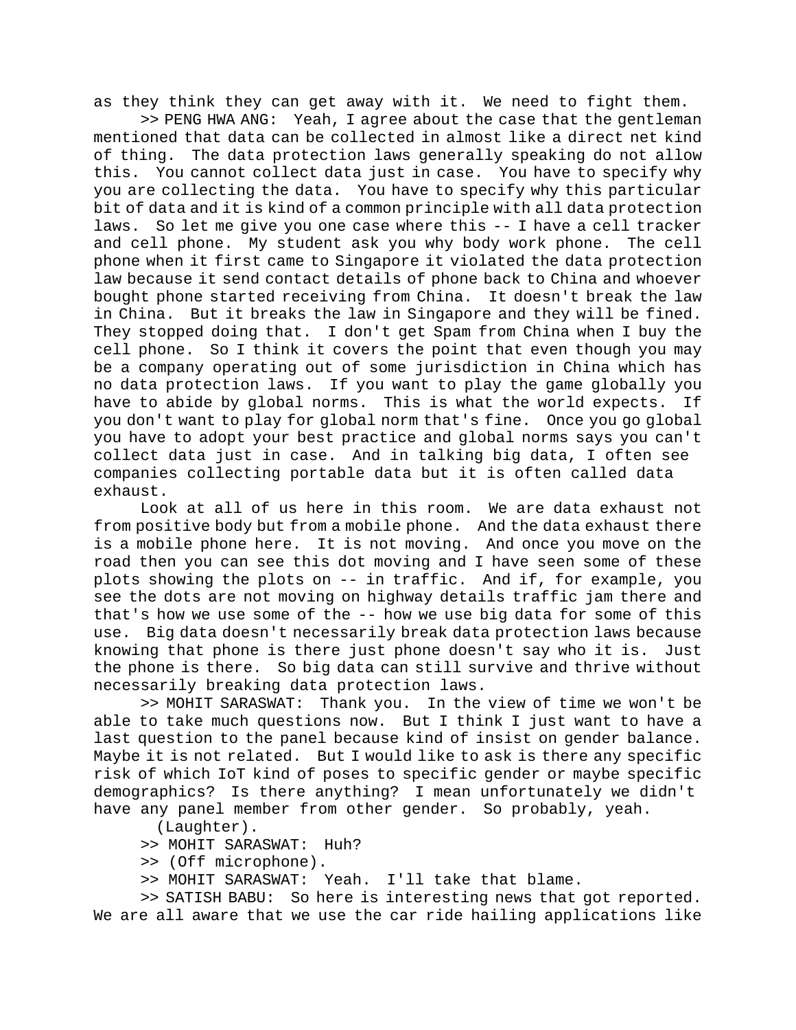as they think they can get away with it. We need to fight them.

>> PENG HWA ANG: Yeah, I agree about the case that the gentleman mentioned that data can be collected in almost like a direct net kind of thing. The data protection laws generally speaking do not allow this. You cannot collect data just in case. You have to specify why you are collecting the data. You have to specify why this particular bit of data and it is kind of a common principle with all data protection laws. So let me give you one case where this -- I have a cell tracker and cell phone. My student ask you why body work phone. The cell phone when it first came to Singapore it violated the data protection law because it send contact details of phone back to China and whoever bought phone started receiving from China. It doesn't break the law in China. But it breaks the law in Singapore and they will be fined. They stopped doing that. I don't get Spam from China when I buy the cell phone. So I think it covers the point that even though you may be a company operating out of some jurisdiction in China which has no data protection laws. If you want to play the game globally you have to abide by global norms. This is what the world expects. If you don't want to play for global norm that's fine. Once you go global you have to adopt your best practice and global norms says you can't collect data just in case. And in talking big data, I often see companies collecting portable data but it is often called data exhaust.

Look at all of us here in this room. We are data exhaust not from positive body but from a mobile phone. And the data exhaust there is a mobile phone here. It is not moving. And once you move on the road then you can see this dot moving and I have seen some of these plots showing the plots on -- in traffic. And if, for example, you see the dots are not moving on highway details traffic jam there and that's how we use some of the -- how we use big data for some of this use. Big data doesn't necessarily break data protection laws because knowing that phone is there just phone doesn't say who it is. Just the phone is there. So big data can still survive and thrive without necessarily breaking data protection laws.

>> MOHIT SARASWAT: Thank you. In the view of time we won't be able to take much questions now. But I think I just want to have a last question to the panel because kind of insist on gender balance. Maybe it is not related. But I would like to ask is there any specific risk of which IoT kind of poses to specific gender or maybe specific demographics? Is there anything? I mean unfortunately we didn't have any panel member from other gender. So probably, yeah.

(Laughter).

>> MOHIT SARASWAT: Huh?

>> (Off microphone).

>> MOHIT SARASWAT: Yeah. I'll take that blame.

>> SATISH BABU: So here is interesting news that got reported. We are all aware that we use the car ride hailing applications like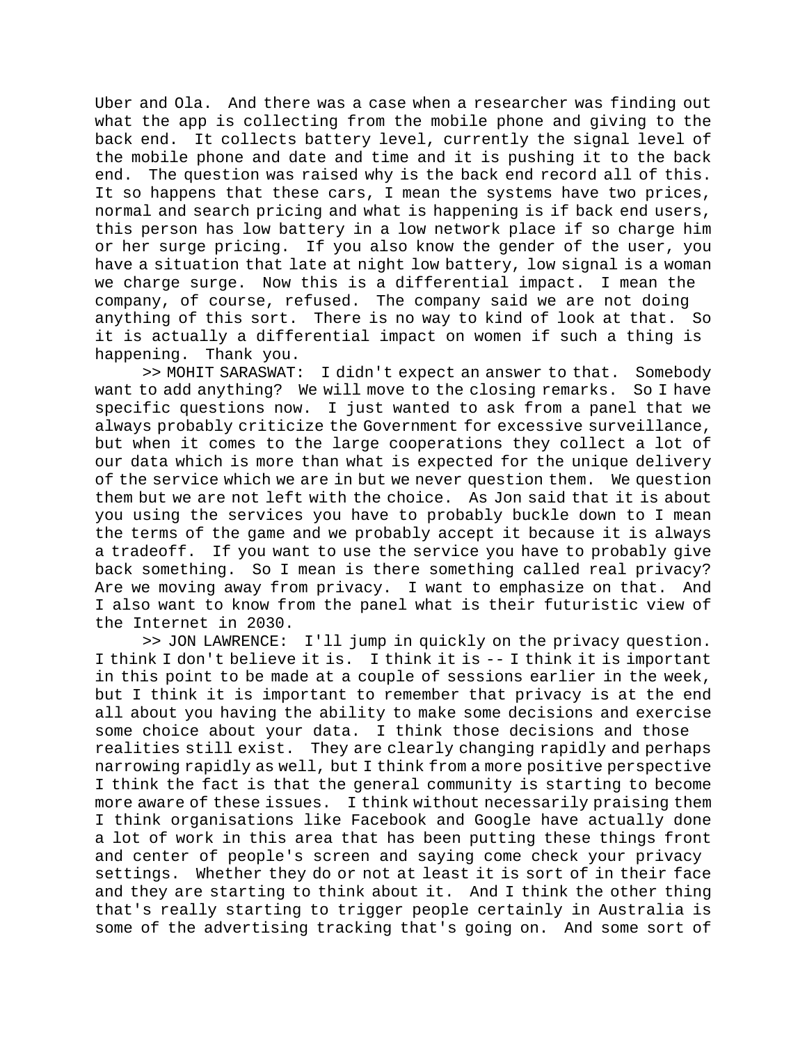Uber and Ola. And there was a case when a researcher was finding out what the app is collecting from the mobile phone and giving to the back end. It collects battery level, currently the signal level of the mobile phone and date and time and it is pushing it to the back end. The question was raised why is the back end record all of this. It so happens that these cars, I mean the systems have two prices, normal and search pricing and what is happening is if back end users, this person has low battery in a low network place if so charge him or her surge pricing. If you also know the gender of the user, you have a situation that late at night low battery, low signal is a woman we charge surge. Now this is a differential impact. I mean the company, of course, refused. The company said we are not doing anything of this sort. There is no way to kind of look at that. So it is actually a differential impact on women if such a thing is happening. Thank you.

>> MOHIT SARASWAT: I didn't expect an answer to that. Somebody want to add anything? We will move to the closing remarks. So I have specific questions now. I just wanted to ask from a panel that we always probably criticize the Government for excessive surveillance, but when it comes to the large cooperations they collect a lot of our data which is more than what is expected for the unique delivery of the service which we are in but we never question them. We question them but we are not left with the choice. As Jon said that it is about you using the services you have to probably buckle down to I mean the terms of the game and we probably accept it because it is always a tradeoff. If you want to use the service you have to probably give back something. So I mean is there something called real privacy? Are we moving away from privacy. I want to emphasize on that. And I also want to know from the panel what is their futuristic view of the Internet in 2030.

>> JON LAWRENCE: I'll jump in quickly on the privacy question. I think I don't believe it is. I think it is -- I think it is important in this point to be made at a couple of sessions earlier in the week, but I think it is important to remember that privacy is at the end all about you having the ability to make some decisions and exercise some choice about your data. I think those decisions and those realities still exist. They are clearly changing rapidly and perhaps narrowing rapidly as well, but I think from a more positive perspective I think the fact is that the general community is starting to become more aware of these issues. I think without necessarily praising them I think organisations like Facebook and Google have actually done a lot of work in this area that has been putting these things front and center of people's screen and saying come check your privacy settings. Whether they do or not at least it is sort of in their face and they are starting to think about it. And I think the other thing that's really starting to trigger people certainly in Australia is some of the advertising tracking that's going on. And some sort of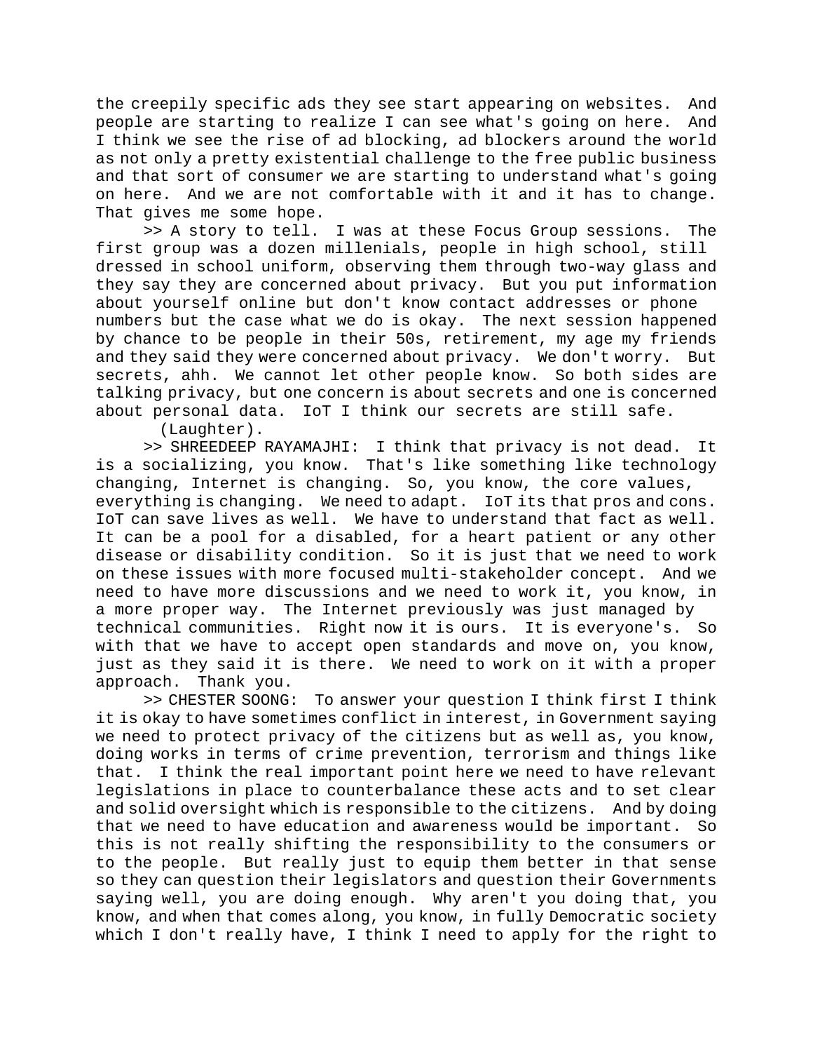the creepily specific ads they see start appearing on websites. And people are starting to realize I can see what's going on here. And I think we see the rise of ad blocking, ad blockers around the world as not only a pretty existential challenge to the free public business and that sort of consumer we are starting to understand what's going on here. And we are not comfortable with it and it has to change. That gives me some hope.

>> A story to tell. I was at these Focus Group sessions. The first group was a dozen millenials, people in high school, still dressed in school uniform, observing them through two-way glass and they say they are concerned about privacy. But you put information about yourself online but don't know contact addresses or phone numbers but the case what we do is okay. The next session happened by chance to be people in their 50s, retirement, my age my friends and they said they were concerned about privacy. We don't worry. But secrets, ahh. We cannot let other people know. So both sides are talking privacy, but one concern is about secrets and one is concerned about personal data. IoT I think our secrets are still safe.

(Laughter).

>> SHREEDEEP RAYAMAJHI: I think that privacy is not dead. It is a socializing, you know. That's like something like technology changing, Internet is changing. So, you know, the core values, everything is changing. We need to adapt. IoT its that pros and cons. IoT can save lives as well. We have to understand that fact as well. It can be a pool for a disabled, for a heart patient or any other disease or disability condition. So it is just that we need to work on these issues with more focused multi-stakeholder concept. And we need to have more discussions and we need to work it, you know, in a more proper way. The Internet previously was just managed by technical communities. Right now it is ours. It is everyone's. So with that we have to accept open standards and move on, you know, just as they said it is there. We need to work on it with a proper approach. Thank you.

>> CHESTER SOONG: To answer your question I think first I think it is okay to have sometimes conflict in interest, in Government saying we need to protect privacy of the citizens but as well as, you know, doing works in terms of crime prevention, terrorism and things like that. I think the real important point here we need to have relevant legislations in place to counterbalance these acts and to set clear and solid oversight which is responsible to the citizens. And by doing that we need to have education and awareness would be important. So this is not really shifting the responsibility to the consumers or to the people. But really just to equip them better in that sense so they can question their legislators and question their Governments saying well, you are doing enough. Why aren't you doing that, you know, and when that comes along, you know, in fully Democratic society which I don't really have, I think I need to apply for the right to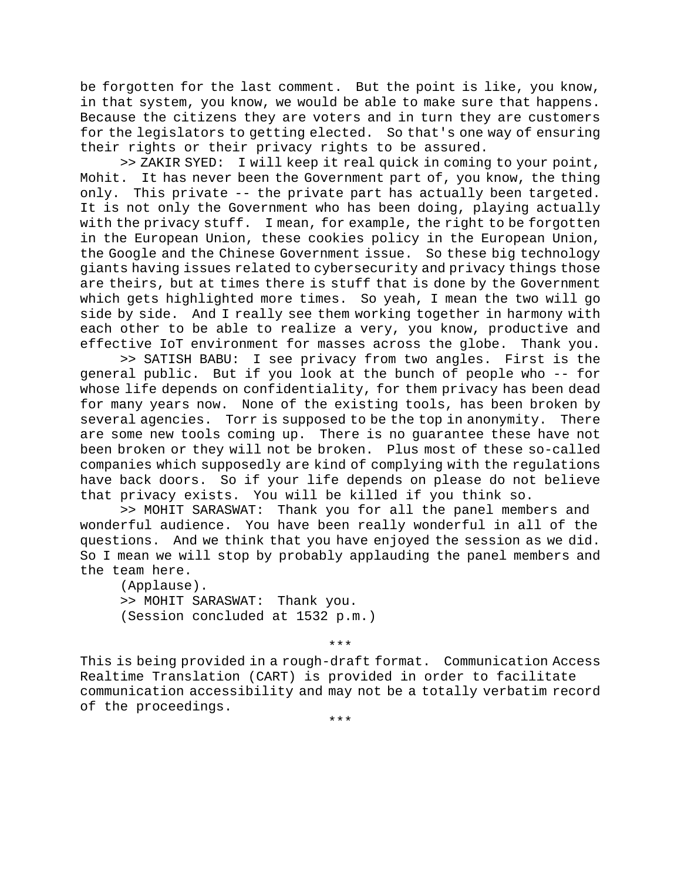be forgotten for the last comment. But the point is like, you know, in that system, you know, we would be able to make sure that happens. Because the citizens they are voters and in turn they are customers for the legislators to getting elected. So that's one way of ensuring their rights or their privacy rights to be assured.

>> ZAKIR SYED: I will keep it real quick in coming to your point, Mohit. It has never been the Government part of, you know, the thing only. This private -- the private part has actually been targeted. It is not only the Government who has been doing, playing actually with the privacy stuff. I mean, for example, the right to be forgotten in the European Union, these cookies policy in the European Union, the Google and the Chinese Government issue. So these big technology giants having issues related to cybersecurity and privacy things those are theirs, but at times there is stuff that is done by the Government which gets highlighted more times. So yeah, I mean the two will go side by side. And I really see them working together in harmony with each other to be able to realize a very, you know, productive and effective IoT environment for masses across the globe. Thank you.

>> SATISH BABU: I see privacy from two angles. First is the general public. But if you look at the bunch of people who -- for whose life depends on confidentiality, for them privacy has been dead for many years now. None of the existing tools, has been broken by several agencies. Torr is supposed to be the top in anonymity. There are some new tools coming up. There is no guarantee these have not been broken or they will not be broken. Plus most of these so-called companies which supposedly are kind of complying with the regulations have back doors. So if your life depends on please do not believe that privacy exists. You will be killed if you think so.

>> MOHIT SARASWAT: Thank you for all the panel members and wonderful audience. You have been really wonderful in all of the questions. And we think that you have enjoyed the session as we did. So I mean we will stop by probably applauding the panel members and the team here.

(Applause).

>> MOHIT SARASWAT: Thank you.

(Session concluded at 1532 p.m.)

***

This is being provided in a rough-draft format. Communication Access Realtime Translation (CART) is provided in order to facilitate communication accessibility and may not be a totally verbatim record of the proceedings.

***